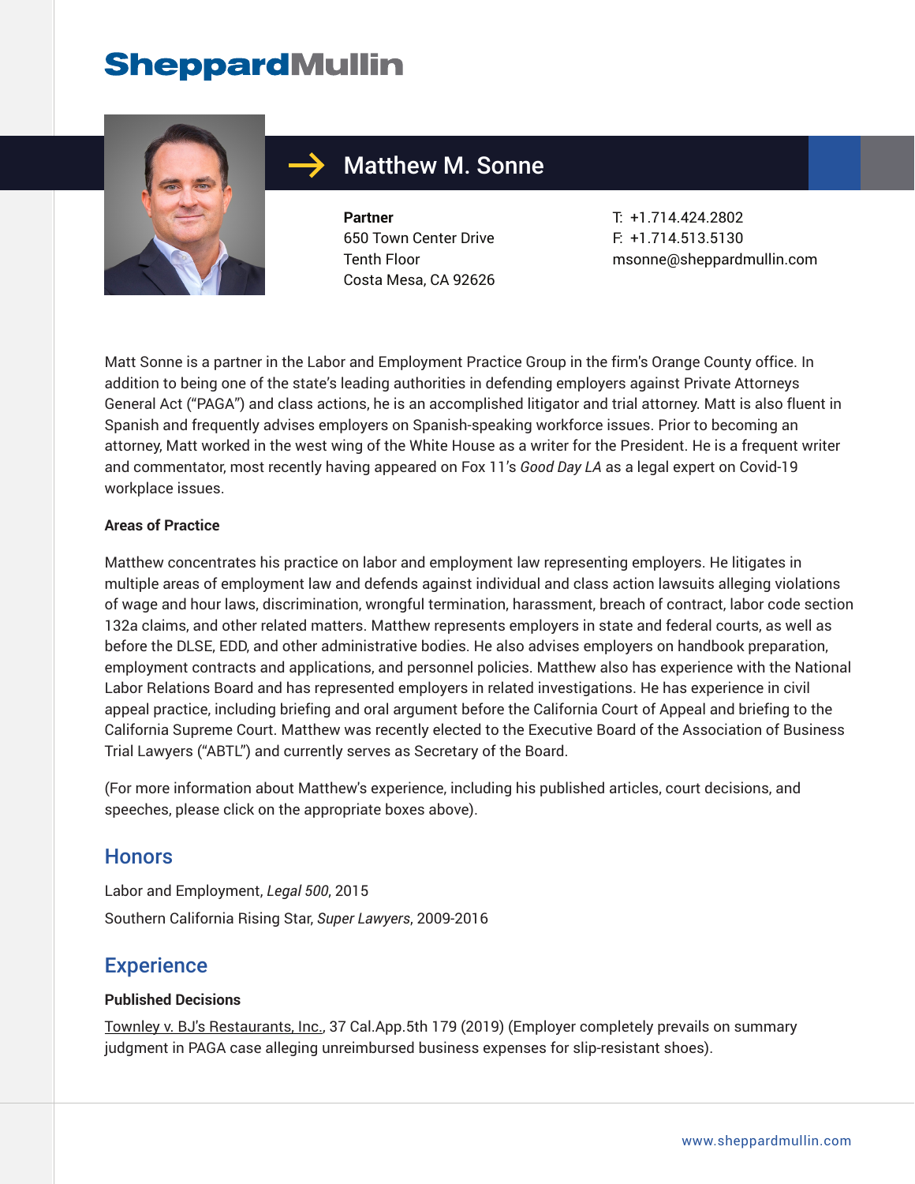# SheppardMullin

## Matthew M. Sonne

**Partner**
650 Town Center Drive
Tenth Floor
Costa Mesa, CA 92626

T: +1.714.424.2802
F: +1.714.513.5130
msonne@sheppardmullin.com

Matt Sonne is a partner in the Labor and Employment Practice Group in the firm's Orange County office. In addition to being one of the state's leading authorities in defending employers against Private Attorneys General Act ("PAGA") and class actions, he is an accomplished litigator and trial attorney. Matt is also fluent in Spanish and frequently advises employers on Spanish-speaking workforce issues. Prior to becoming an attorney, Matt worked in the west wing of the White House as a writer for the President. He is a frequent writer and commentator, most recently having appeared on Fox 11's *Good Day LA* as a legal expert on Covid-19 workplace issues.

**Areas of Practice**

Matthew concentrates his practice on labor and employment law representing employers. He litigates in multiple areas of employment law and defends against individual and class action lawsuits alleging violations of wage and hour laws, discrimination, wrongful termination, harassment, breach of contract, labor code section 132a claims, and other related matters. Matthew represents employers in state and federal courts, as well as before the DLSE, EDD, and other administrative bodies. He also advises employers on handbook preparation, employment contracts and applications, and personnel policies. Matthew also has experience with the National Labor Relations Board and has represented employers in related investigations. He has experience in civil appeal practice, including briefing and oral argument before the California Court of Appeal and briefing to the California Supreme Court. Matthew was recently elected to the Executive Board of the Association of Business Trial Lawyers ("ABTL") and currently serves as Secretary of the Board.

(For more information about Matthew's experience, including his published articles, court decisions, and speeches, please click on the appropriate boxes above).

## Honors

Labor and Employment, *Legal 500*, 2015

Southern California Rising Star, *Super Lawyers*, 2009-2016

## Experience

**Published Decisions**

Townley v. BJ's Restaurants, Inc., 37 Cal.App.5th 179 (2019) (Employer completely prevails on summary judgment in PAGA case alleging unreimbursed business expenses for slip-resistant shoes).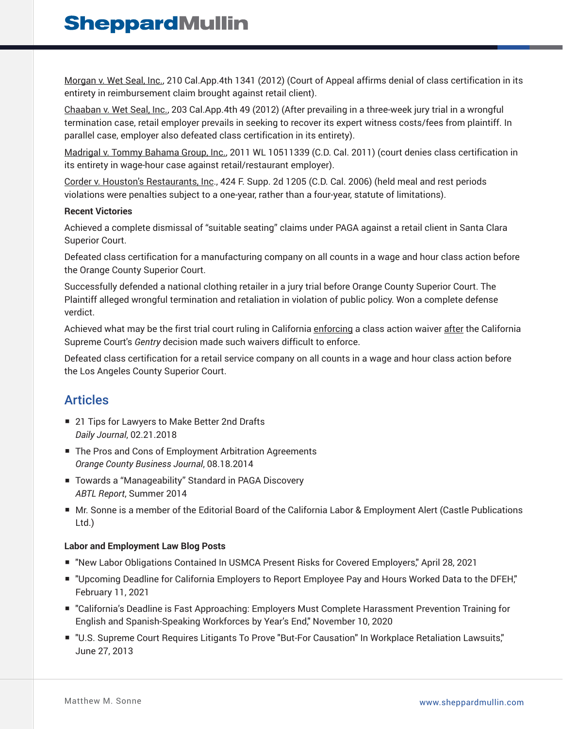Morgan v. Wet Seal, Inc., 210 Cal.App.4th 1341 (2012) (Court of Appeal affirms denial of class certification in its entirety in reimbursement claim brought against retail client).

Chaaban v. Wet Seal, Inc., 203 Cal.App.4th 49 (2012) (After prevailing in a three-week jury trial in a wrongful termination case, retail employer prevails in seeking to recover its expert witness costs/fees from plaintiff. In parallel case, employer also defeated class certification in its entirety).

Madrigal v. Tommy Bahama Group, Inc., 2011 WL 10511339 (C.D. Cal. 2011) (court denies class certification in its entirety in wage-hour case against retail/restaurant employer).

Corder v. Houston's Restaurants, Inc., 424 F. Supp. 2d 1205 (C.D. Cal. 2006) (held meal and rest periods violations were penalties subject to a one-year, rather than a four-year, statute of limitations).

**Recent Victories**

Achieved a complete dismissal of "suitable seating" claims under PAGA against a retail client in Santa Clara Superior Court.

Defeated class certification for a manufacturing company on all counts in a wage and hour class action before the Orange County Superior Court.

Successfully defended a national clothing retailer in a jury trial before Orange County Superior Court. The Plaintiff alleged wrongful termination and retaliation in violation of public policy. Won a complete defense verdict.

Achieved what may be the first trial court ruling in California enforcing a class action waiver after the California Supreme Court's *Gentry* decision made such waivers difficult to enforce.

Defeated class certification for a retail service company on all counts in a wage and hour class action before the Los Angeles County Superior Court.

## Articles

- 21 Tips for Lawyers to Make Better 2nd Drafts
  *Daily Journal*, 02.21.2018
- The Pros and Cons of Employment Arbitration Agreements
  *Orange County Business Journal*, 08.18.2014
- Towards a "Manageability" Standard in PAGA Discovery
  *ABTL Report*, Summer 2014
- Mr. Sonne is a member of the Editorial Board of the California Labor & Employment Alert (Castle Publications Ltd.)

**Labor and Employment Law Blog Posts**

- "New Labor Obligations Contained In USMCA Present Risks for Covered Employers," April 28, 2021
- "Upcoming Deadline for California Employers to Report Employee Pay and Hours Worked Data to the DFEH," February 11, 2021
- "California's Deadline is Fast Approaching: Employers Must Complete Harassment Prevention Training for English and Spanish-Speaking Workforces by Year's End," November 10, 2020
- "U.S. Supreme Court Requires Litigants To Prove "But-For Causation" In Workplace Retaliation Lawsuits," June 27, 2013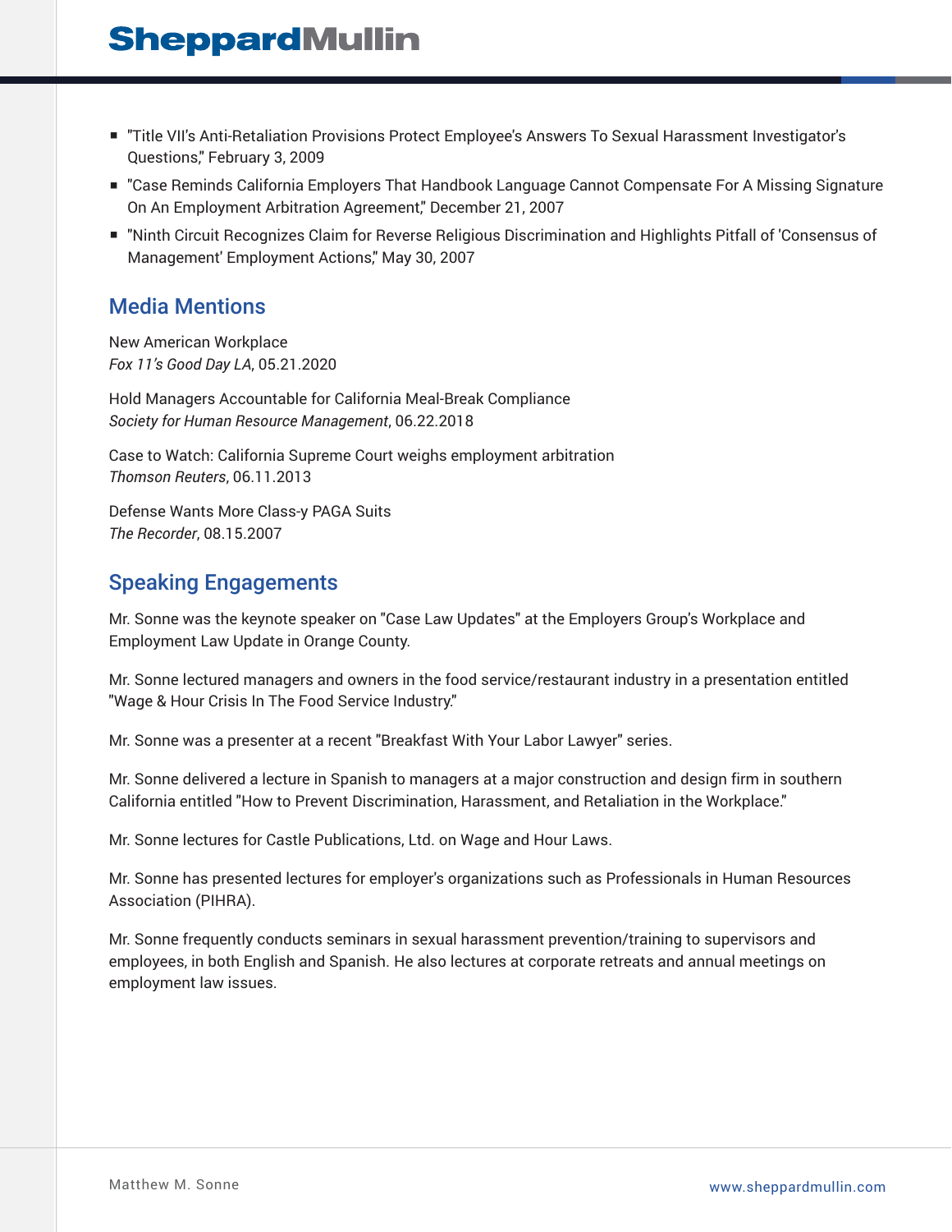- "Title VII's Anti-Retaliation Provisions Protect Employee's Answers To Sexual Harassment Investigator's Questions," February 3, 2009
- "Case Reminds California Employers That Handbook Language Cannot Compensate For A Missing Signature On An Employment Arbitration Agreement," December 21, 2007
- "Ninth Circuit Recognizes Claim for Reverse Religious Discrimination and Highlights Pitfall of 'Consensus of Management' Employment Actions," May 30, 2007

## Media Mentions

New American Workplace
*Fox 11's Good Day LA*, 05.21.2020

Hold Managers Accountable for California Meal-Break Compliance
*Society for Human Resource Management*, 06.22.2018

Case to Watch: California Supreme Court weighs employment arbitration
*Thomson Reuters*, 06.11.2013

Defense Wants More Class-y PAGA Suits
*The Recorder*, 08.15.2007

## Speaking Engagements

Mr. Sonne was the keynote speaker on "Case Law Updates" at the Employers Group's Workplace and Employment Law Update in Orange County.

Mr. Sonne lectured managers and owners in the food service/restaurant industry in a presentation entitled "Wage & Hour Crisis In The Food Service Industry."

Mr. Sonne was a presenter at a recent "Breakfast With Your Labor Lawyer" series.

Mr. Sonne delivered a lecture in Spanish to managers at a major construction and design firm in southern California entitled "How to Prevent Discrimination, Harassment, and Retaliation in the Workplace."

Mr. Sonne lectures for Castle Publications, Ltd. on Wage and Hour Laws.

Mr. Sonne has presented lectures for employer's organizations such as Professionals in Human Resources Association (PIHRA).

Mr. Sonne frequently conducts seminars in sexual harassment prevention/training to supervisors and employees, in both English and Spanish. He also lectures at corporate retreats and annual meetings on employment law issues.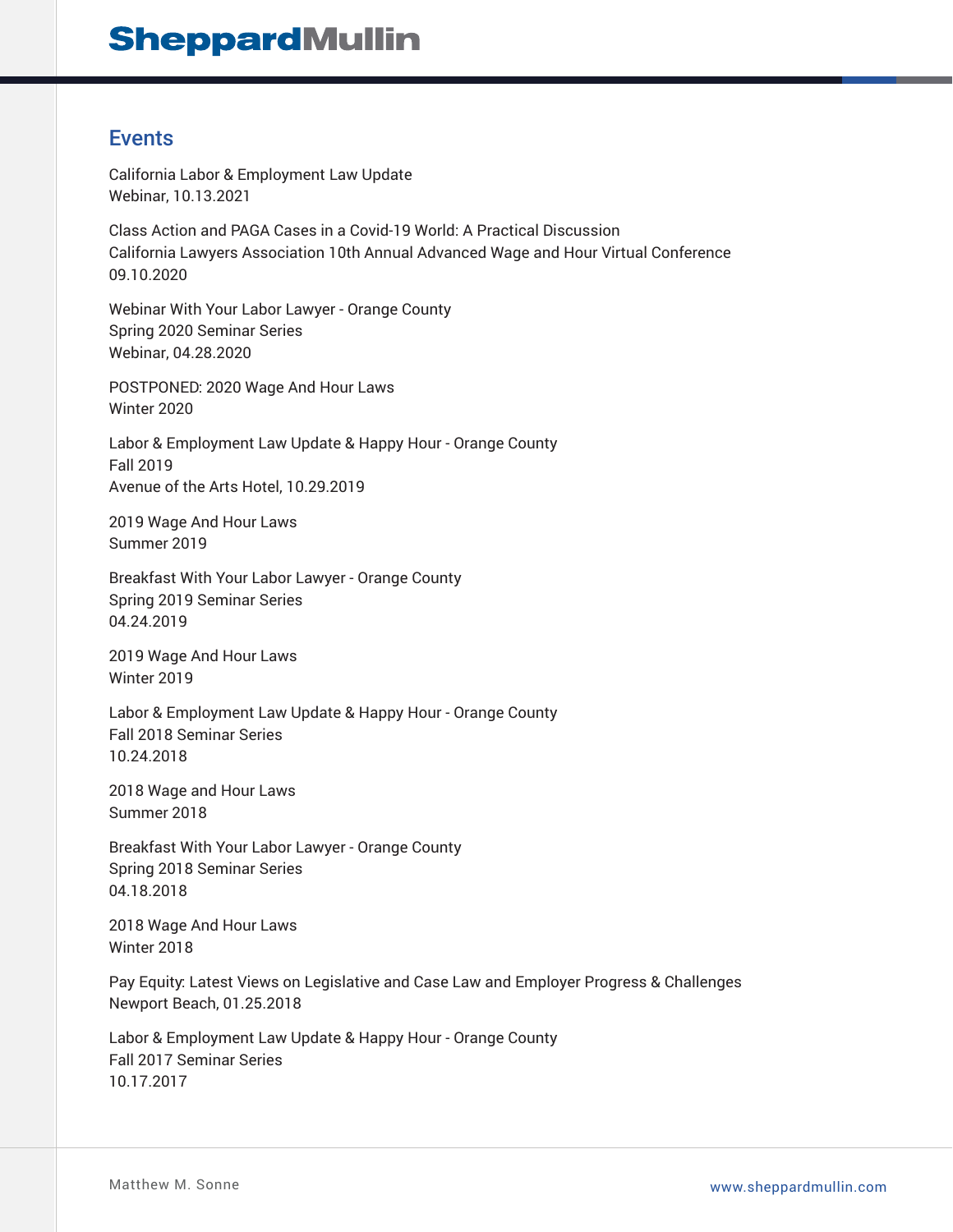## Events

California Labor & Employment Law Update
Webinar, 10.13.2021

Class Action and PAGA Cases in a Covid-19 World: A Practical Discussion
California Lawyers Association 10th Annual Advanced Wage and Hour Virtual Conference
09.10.2020

Webinar With Your Labor Lawyer - Orange County
Spring 2020 Seminar Series
Webinar, 04.28.2020

POSTPONED: 2020 Wage And Hour Laws
Winter 2020

Labor & Employment Law Update & Happy Hour - Orange County
Fall 2019
Avenue of the Arts Hotel, 10.29.2019

2019 Wage And Hour Laws
Summer 2019

Breakfast With Your Labor Lawyer - Orange County
Spring 2019 Seminar Series
04.24.2019

2019 Wage And Hour Laws
Winter 2019

Labor & Employment Law Update & Happy Hour - Orange County
Fall 2018 Seminar Series
10.24.2018

2018 Wage and Hour Laws
Summer 2018

Breakfast With Your Labor Lawyer - Orange County
Spring 2018 Seminar Series
04.18.2018

2018 Wage And Hour Laws
Winter 2018

Pay Equity: Latest Views on Legislative and Case Law and Employer Progress & Challenges
Newport Beach, 01.25.2018

Labor & Employment Law Update & Happy Hour - Orange County
Fall 2017 Seminar Series
10.17.2017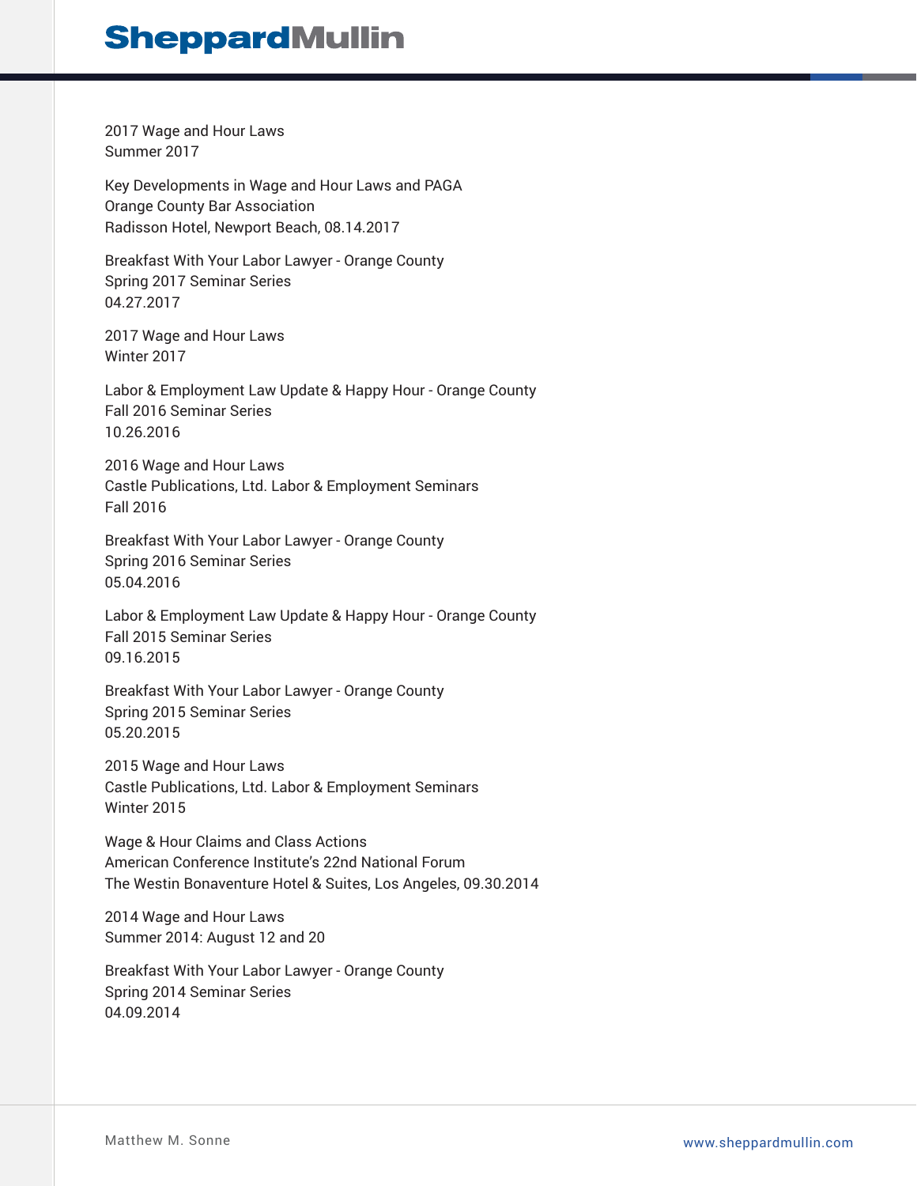2017 Wage and Hour Laws
Summer 2017

Key Developments in Wage and Hour Laws and PAGA
Orange County Bar Association
Radisson Hotel, Newport Beach, 08.14.2017

Breakfast With Your Labor Lawyer - Orange County
Spring 2017 Seminar Series
04.27.2017

2017 Wage and Hour Laws
Winter 2017

Labor & Employment Law Update & Happy Hour - Orange County
Fall 2016 Seminar Series
10.26.2016

2016 Wage and Hour Laws
Castle Publications, Ltd. Labor & Employment Seminars
Fall 2016

Breakfast With Your Labor Lawyer - Orange County
Spring 2016 Seminar Series
05.04.2016

Labor & Employment Law Update & Happy Hour - Orange County
Fall 2015 Seminar Series
09.16.2015

Breakfast With Your Labor Lawyer - Orange County
Spring 2015 Seminar Series
05.20.2015

2015 Wage and Hour Laws
Castle Publications, Ltd. Labor & Employment Seminars
Winter 2015

Wage & Hour Claims and Class Actions
American Conference Institute's 22nd National Forum
The Westin Bonaventure Hotel & Suites, Los Angeles, 09.30.2014

2014 Wage and Hour Laws
Summer 2014: August 12 and 20

Breakfast With Your Labor Lawyer - Orange County
Spring 2014 Seminar Series
04.09.2014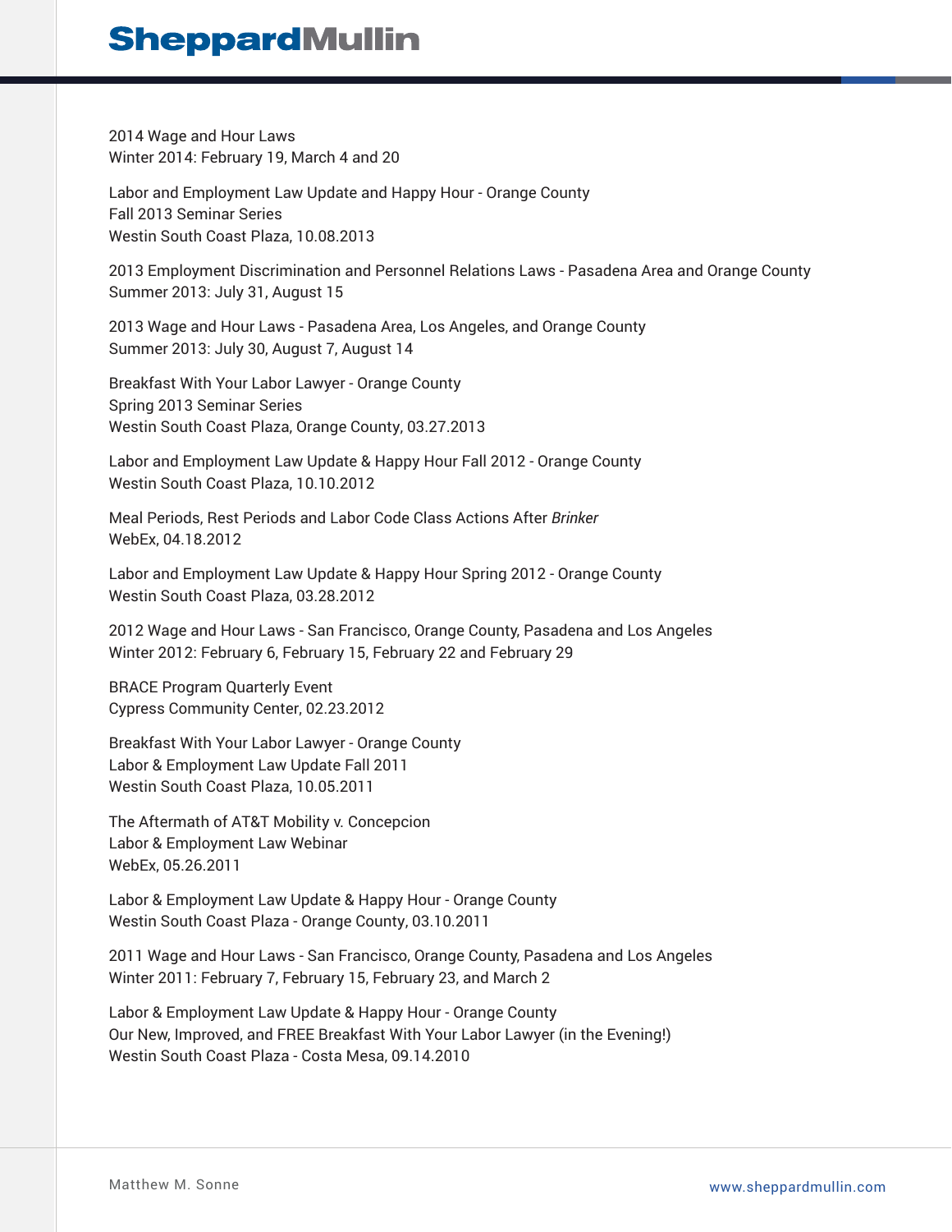2014 Wage and Hour Laws
Winter 2014: February 19, March 4 and 20

Labor and Employment Law Update and Happy Hour - Orange County
Fall 2013 Seminar Series
Westin South Coast Plaza, 10.08.2013

2013 Employment Discrimination and Personnel Relations Laws - Pasadena Area and Orange County
Summer 2013: July 31, August 15

2013 Wage and Hour Laws - Pasadena Area, Los Angeles, and Orange County
Summer 2013: July 30, August 7, August 14

Breakfast With Your Labor Lawyer - Orange County
Spring 2013 Seminar Series
Westin South Coast Plaza, Orange County, 03.27.2013

Labor and Employment Law Update & Happy Hour Fall 2012 - Orange County
Westin South Coast Plaza, 10.10.2012

Meal Periods, Rest Periods and Labor Code Class Actions After *Brinker*
WebEx, 04.18.2012

Labor and Employment Law Update & Happy Hour Spring 2012 - Orange County
Westin South Coast Plaza, 03.28.2012

2012 Wage and Hour Laws - San Francisco, Orange County, Pasadena and Los Angeles
Winter 2012: February 6, February 15, February 22 and February 29

BRACE Program Quarterly Event
Cypress Community Center, 02.23.2012

Breakfast With Your Labor Lawyer - Orange County
Labor & Employment Law Update Fall 2011
Westin South Coast Plaza, 10.05.2011

The Aftermath of AT&T Mobility v. Concepcion
Labor & Employment Law Webinar
WebEx, 05.26.2011

Labor & Employment Law Update & Happy Hour - Orange County
Westin South Coast Plaza - Orange County, 03.10.2011

2011 Wage and Hour Laws - San Francisco, Orange County, Pasadena and Los Angeles
Winter 2011: February 7, February 15, February 23, and March 2

Labor & Employment Law Update & Happy Hour - Orange County
Our New, Improved, and FREE Breakfast With Your Labor Lawyer (in the Evening!)
Westin South Coast Plaza - Costa Mesa, 09.14.2010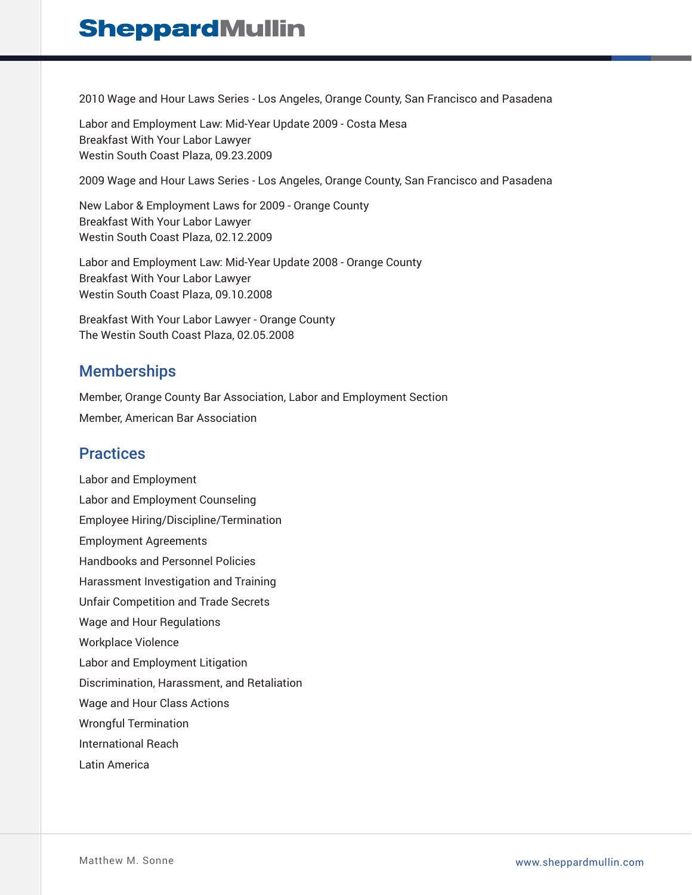2010 Wage and Hour Laws Series - Los Angeles, Orange County, San Francisco and Pasadena

Labor and Employment Law: Mid-Year Update 2009 - Costa Mesa
Breakfast With Your Labor Lawyer
Westin South Coast Plaza, 09.23.2009

2009 Wage and Hour Laws Series - Los Angeles, Orange County, San Francisco and Pasadena

New Labor & Employment Laws for 2009 - Orange County
Breakfast With Your Labor Lawyer
Westin South Coast Plaza, 02.12.2009

Labor and Employment Law: Mid-Year Update 2008 - Orange County
Breakfast With Your Labor Lawyer
Westin South Coast Plaza, 09.10.2008

Breakfast With Your Labor Lawyer - Orange County
The Westin South Coast Plaza, 02.05.2008

## Memberships

Member, Orange County Bar Association, Labor and Employment Section

Member, American Bar Association

## Practices

Labor and Employment

Labor and Employment Counseling

Employee Hiring/Discipline/Termination

Employment Agreements

Handbooks and Personnel Policies

Harassment Investigation and Training

Unfair Competition and Trade Secrets

Wage and Hour Regulations

Workplace Violence

Labor and Employment Litigation

Discrimination, Harassment, and Retaliation

Wage and Hour Class Actions

Wrongful Termination

International Reach

Latin America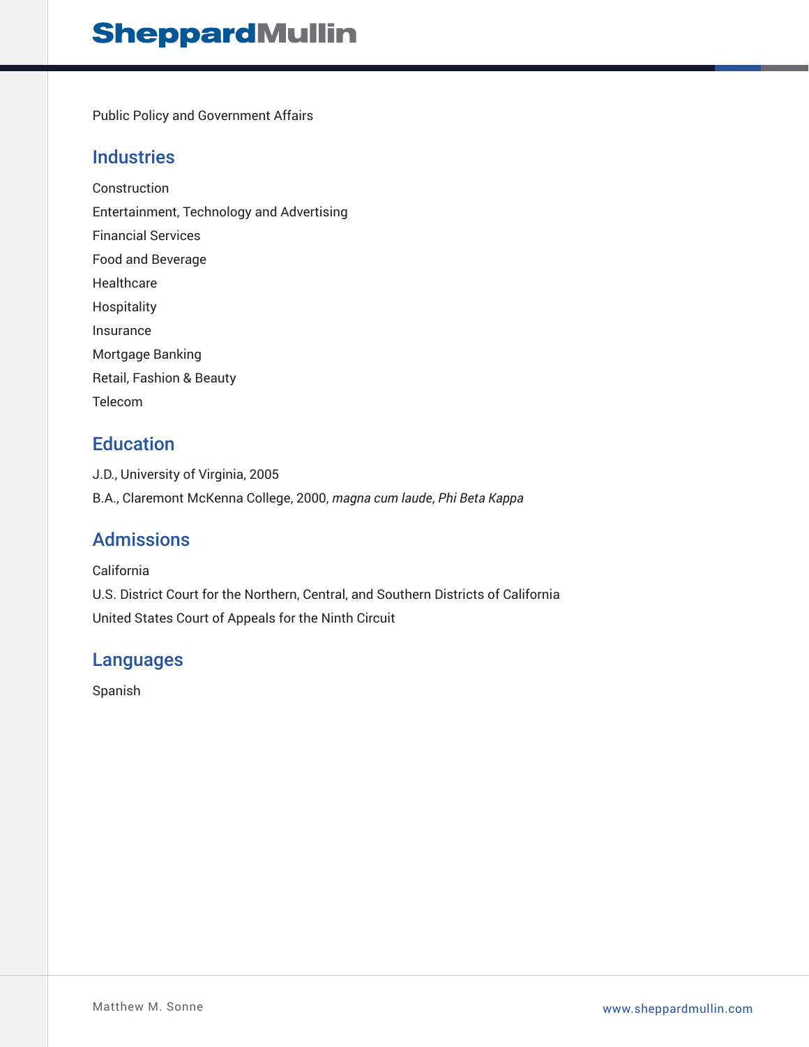Public Policy and Government Affairs

## Industries

Construction

Entertainment, Technology and Advertising

Financial Services

Food and Beverage

Healthcare

Hospitality

Insurance

Mortgage Banking

Retail, Fashion & Beauty

Telecom

## Education

J.D., University of Virginia, 2005

B.A., Claremont McKenna College, 2000, *magna cum laude*, *Phi Beta Kappa*

## Admissions

California

U.S. District Court for the Northern, Central, and Southern Districts of California

United States Court of Appeals for the Ninth Circuit

## Languages

Spanish